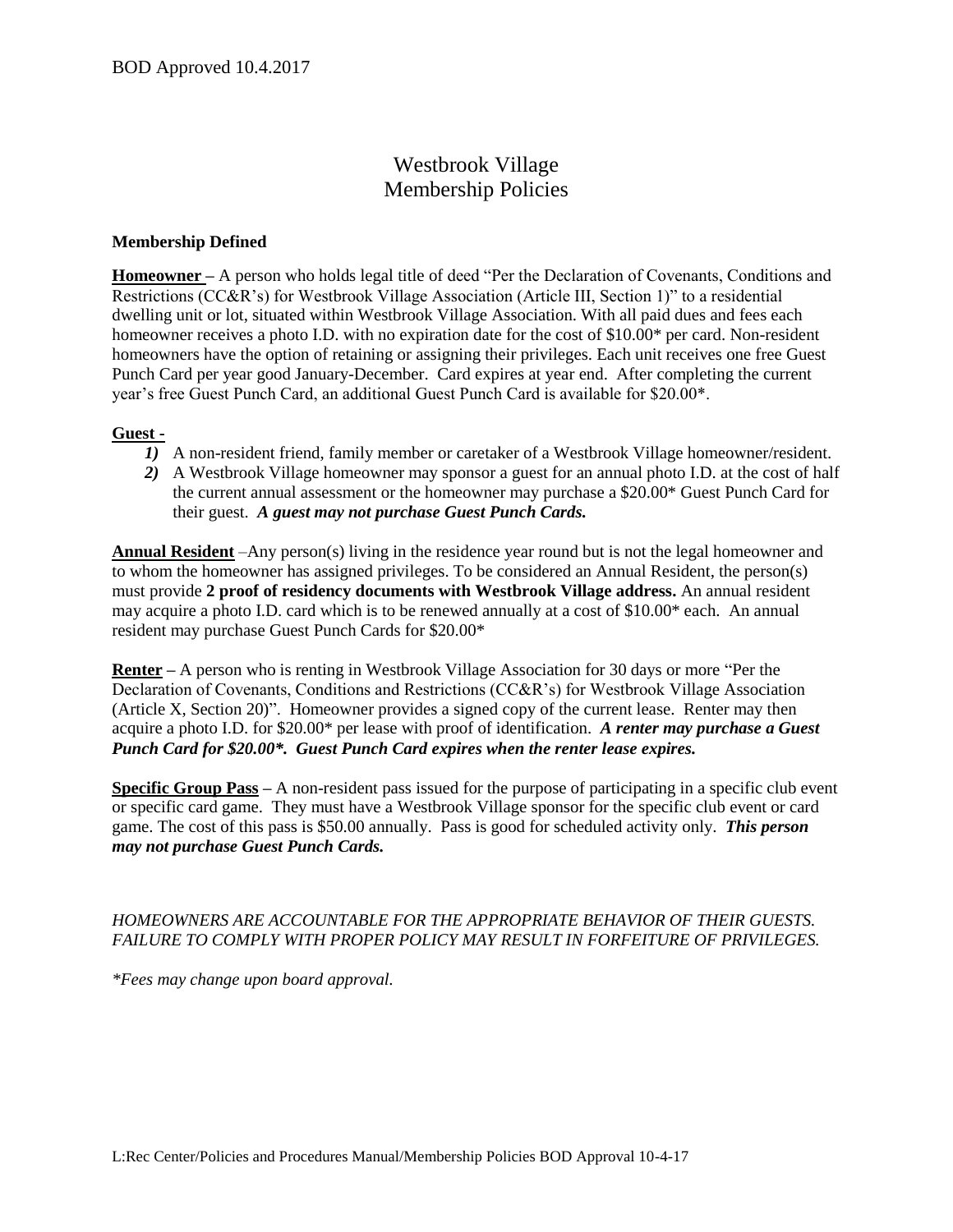BOD Approved 10.4.2017

# Westbrook Village
# Membership Policies

**Membership Defined**

**Homeowner** – A person who holds legal title of deed "Per the Declaration of Covenants, Conditions and Restrictions (CC&R's) for Westbrook Village Association (Article III, Section 1)" to a residential dwelling unit or lot, situated within Westbrook Village Association. With all paid dues and fees each homeowner receives a photo I.D. with no expiration date for the cost of $10.00* per card. Non-resident homeowners have the option of retaining or assigning their privileges. Each unit receives one free Guest Punch Card per year good January-December. Card expires at year end. After completing the current year's free Guest Punch Card, an additional Guest Punch Card is available for $20.00*.

**Guest -**

1) A non-resident friend, family member or caretaker of a Westbrook Village homeowner/resident.
2) A Westbrook Village homeowner may sponsor a guest for an annual photo I.D. at the cost of half the current annual assessment or the homeowner may purchase a $20.00* Guest Punch Card for their guest. ***A guest may not purchase Guest Punch Cards.***

**Annual Resident** –Any person(s) living in the residence year round but is not the legal homeowner and to whom the homeowner has assigned privileges. To be considered an Annual Resident, the person(s) must provide **2 proof of residency documents with Westbrook Village address.** An annual resident may acquire a photo I.D. card which is to be renewed annually at a cost of $10.00* each. An annual resident may purchase Guest Punch Cards for $20.00*

**Renter** – A person who is renting in Westbrook Village Association for 30 days or more "Per the Declaration of Covenants, Conditions and Restrictions (CC&R's) for Westbrook Village Association (Article X, Section 20)". Homeowner provides a signed copy of the current lease. Renter may then acquire a photo I.D. for $20.00* per lease with proof of identification. ***A renter may purchase a Guest Punch Card for $20.00*. Guest Punch Card expires when the renter lease expires.***

**Specific Group Pass** – A non-resident pass issued for the purpose of participating in a specific club event or specific card game. They must have a Westbrook Village sponsor for the specific club event or card game. The cost of this pass is $50.00 annually. Pass is good for scheduled activity only. ***This person may not purchase Guest Punch Cards.***

*HOMEOWNERS ARE ACCOUNTABLE FOR THE APPROPRIATE BEHAVIOR OF THEIR GUESTS. FAILURE TO COMPLY WITH PROPER POLICY MAY RESULT IN FORFEITURE OF PRIVILEGES.*

**Fees may change upon board approval.*

L:Rec Center/Policies and Procedures Manual/Membership Policies BOD Approval 10-4-17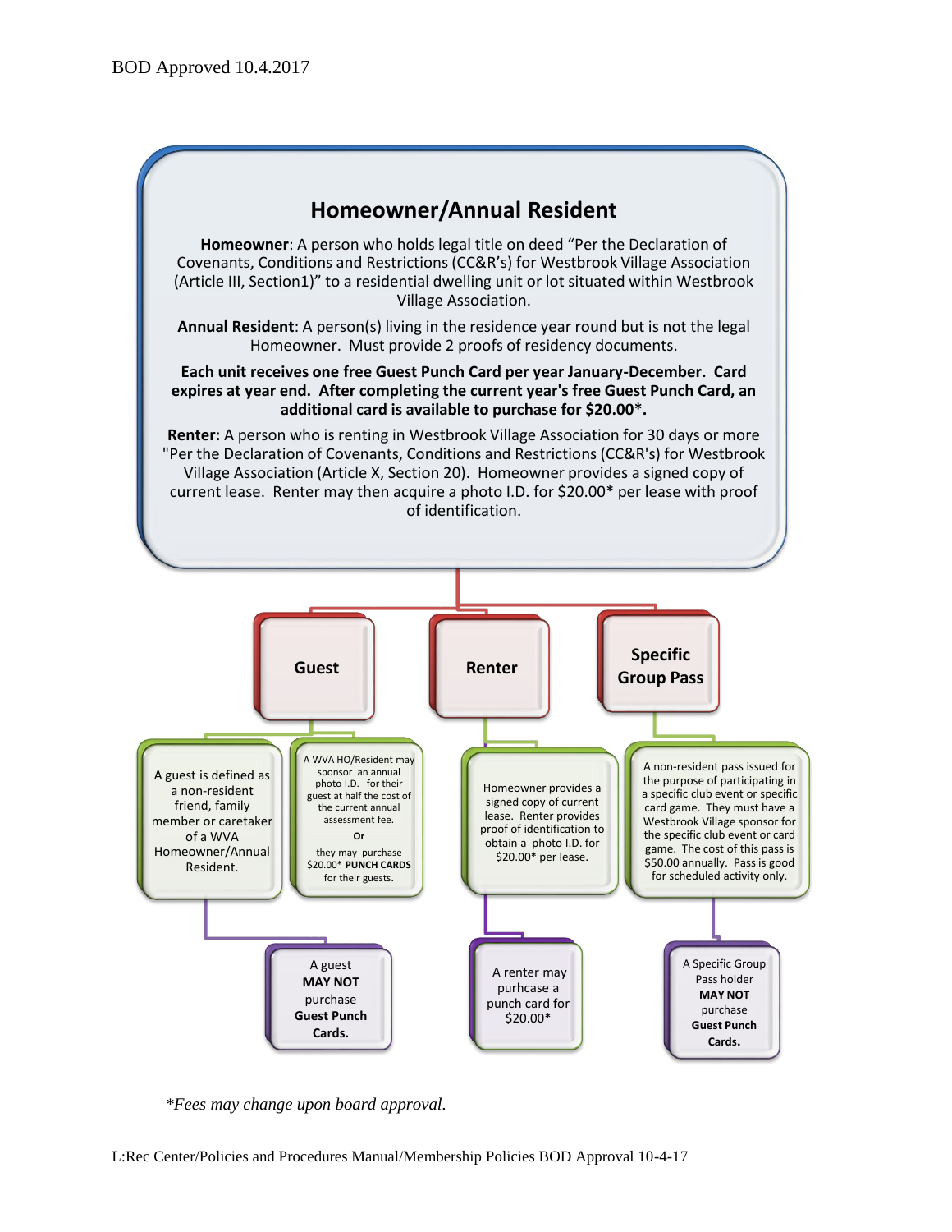BOD Approved 10.4.2017

## Homeowner/Annual Resident

**Homeowner**: A person who holds legal title on deed "Per the Declaration of Covenants, Conditions and Restrictions (CC&R's) for Westbrook Village Association (Article III, Section1)" to a residential dwelling unit or lot situated within Westbrook Village Association.

**Annual Resident**: A person(s) living in the residence year round but is not the legal Homeowner. Must provide 2 proofs of residency documents.

**Each unit receives one free Guest Punch Card per year January-December. Card expires at year end. After completing the current year's free Guest Punch Card, an additional card is available to purchase for $20.00*.**

**Renter:** A person who is renting in Westbrook Village Association for 30 days or more "Per the Declaration of Covenants, Conditions and Restrictions (CC&R's) for Westbrook Village Association (Article X, Section 20). Homeowner provides a signed copy of current lease. Renter may then acquire a photo I.D. for $20.00* per lease with proof of identification.

### Guest

A guest is defined as a non-resident friend, family member or caretaker of a WVA Homeowner/Annual Resident.

A WVA HO/Resident may sponsor an annual photo I.D. for their guest at half the cost of the current annual assessment fee.

**Or**

they may purchase $20.00* **PUNCH CARDS** for their guests.

A guest **MAY NOT** purchase **Guest Punch Cards.**

### Renter

Homeowner provides a signed copy of current lease. Renter provides proof of identification to obtain a photo I.D. for $20.00* per lease.

A renter may purhcase a punch card for $20.00*

### Specific Group Pass

A non-resident pass issued for the purpose of participating in a specific club event or specific card game. They must have a Westbrook Village sponsor for the specific club event or card game. The cost of this pass is $50.00 annually. Pass is good for scheduled activity only.

A Specific Group Pass holder **MAY NOT** purchase **Guest Punch Cards.**

*\*Fees may change upon board approval.*

L:Rec Center/Policies and Procedures Manual/Membership Policies BOD Approval 10-4-17